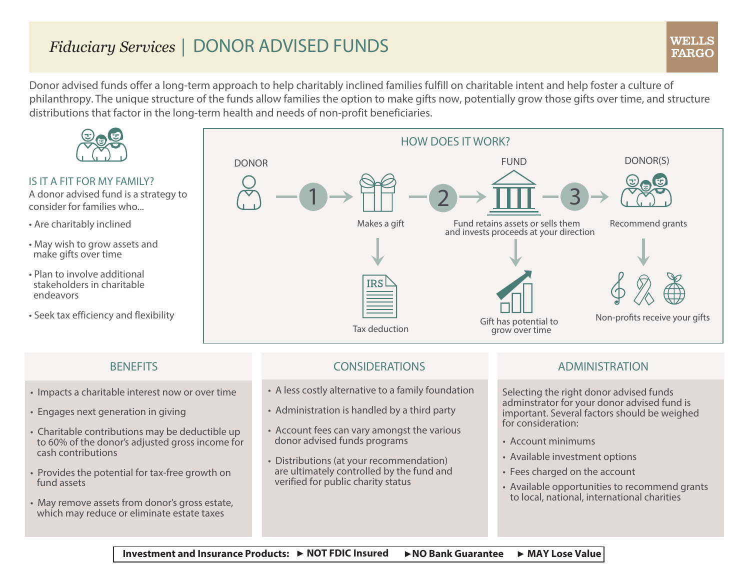# *Fiduciary Services* | DONOR ADVISED FUNDS

WELLS FARGO

Donor advised funds offer a long-term approach to help charitably inclined families fulfill on charitable intent and help foster a culture of philanthropy. The unique structure of the funds allow families the option to make gifts now, potentially grow those gifts over time, and structure distributions that factor in the long-term health and needs of non-profit beneficiaries.

## IS IT A FIT FOR MY FAMILY?

A donor advised fund is a strategy to consider for families who...

- Are charitably inclined
- May wish to grow assets and make gifts over time
- Plan to involve additional stakeholders in charitable endeavors
- Seek tax efficiency and flexibility

## HOW DOES IT WORK?

DONOR → 1 → Makes a gift → 2 → FUND: Fund retains assets or sells them and invests proceeds at your direction → 3 → DONOR(S): Recommend grants

- Makes a gift → Tax deduction
- Fund retains assets or sells them and invests proceeds at your direction → Gift has potential to grow over time
- Recommend grants → Non-profits receive your gifts

## BENEFITS

- Impacts a charitable interest now or over time
- Engages next generation in giving
- Charitable contributions may be deductible up to 60% of the donor's adjusted gross income for cash contributions
- Provides the potential for tax-free growth on fund assets
- May remove assets from donor's gross estate, which may reduce or eliminate estate taxes

## CONSIDERATIONS

- A less costly alternative to a family foundation
- Administration is handled by a third party
- Account fees can vary amongst the various donor advised funds programs
- Distributions (at your recommendation) are ultimately controlled by the fund and verified for public charity status

## ADMINISTRATION

Selecting the right donor advised funds adminstrator for your donor advised fund is important. Several factors should be weighed for consideration:

- Account minimums
- Available investment options
- Fees charged on the account
- Available opportunities to recommend grants to local, national, international charities

**Investment and Insurance Products: ► NOT FDIC Insured ► NO Bank Guarantee ► MAY Lose Value**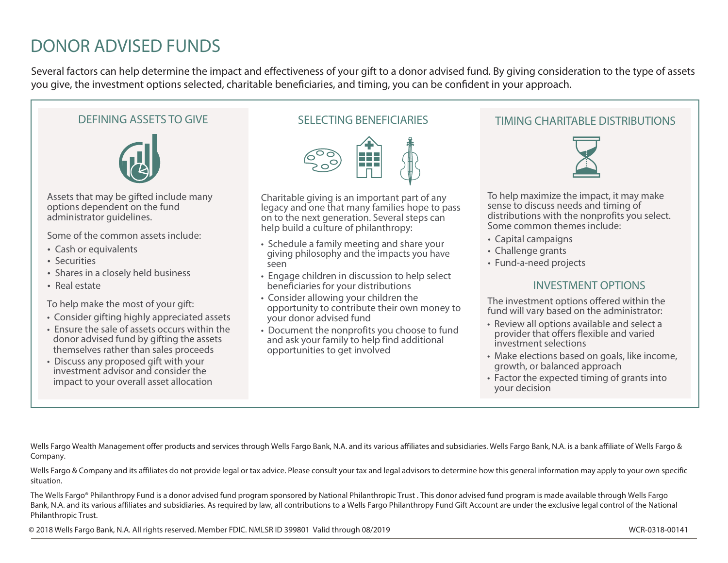# DONOR ADVISED FUNDS

Several factors can help determine the impact and effectiveness of your gift to a donor advised fund. By giving consideration to the type of assets you give, the investment options selected, charitable beneficiaries, and timing, you can be confident in your approach.

## DEFINING ASSETS TO GIVE

Assets that may be gifted include many options dependent on the fund administrator guidelines.

Some of the common assets include:

- Cash or equivalents
- Securities
- Shares in a closely held business
- Real estate

To help make the most of your gift:

- Consider gifting highly appreciated assets
- Ensure the sale of assets occurs within the donor advised fund by gifting the assets themselves rather than sales proceeds
- Discuss any proposed gift with your investment advisor and consider the impact to your overall asset allocation

## SELECTING BENEFICIARIES

Charitable giving is an important part of any legacy and one that many families hope to pass on to the next generation. Several steps can help build a culture of philanthropy:

- Schedule a family meeting and share your giving philosophy and the impacts you have seen
- Engage children in discussion to help select beneficiaries for your distributions
- Consider allowing your children the opportunity to contribute their own money to your donor advised fund
- Document the nonprofits you choose to fund and ask your family to help find additional opportunities to get involved

## TIMING CHARITABLE DISTRIBUTIONS

To help maximize the impact, it may make sense to discuss needs and timing of distributions with the nonprofits you select. Some common themes include:

- Capital campaigns
- Challenge grants
- Fund-a-need projects

## INVESTMENT OPTIONS

The investment options offered within the fund will vary based on the administrator:

- Review all options available and select a provider that offers flexible and varied investment selections
- Make elections based on goals, like income, growth, or balanced approach
- Factor the expected timing of grants into your decision

Wells Fargo Wealth Management offer products and services through Wells Fargo Bank, N.A. and its various affiliates and subsidiaries. Wells Fargo Bank, N.A. is a bank affiliate of Wells Fargo & Company.

Wells Fargo & Company and its affiliates do not provide legal or tax advice. Please consult your tax and legal advisors to determine how this general information may apply to your own specific situation.

The Wells Fargo® Philanthropy Fund is a donor advised fund program sponsored by National Philanthropic Trust . This donor advised fund program is made available through Wells Fargo Bank, N.A. and its various affiliates and subsidiaries. As required by law, all contributions to a Wells Fargo Philanthropy Fund Gift Account are under the exclusive legal control of the National Philanthropic Trust.

© 2018 Wells Fargo Bank, N.A. All rights reserved. Member FDIC. NMLSR ID 399801 Valid through 08/2019

WCR-0318-00141